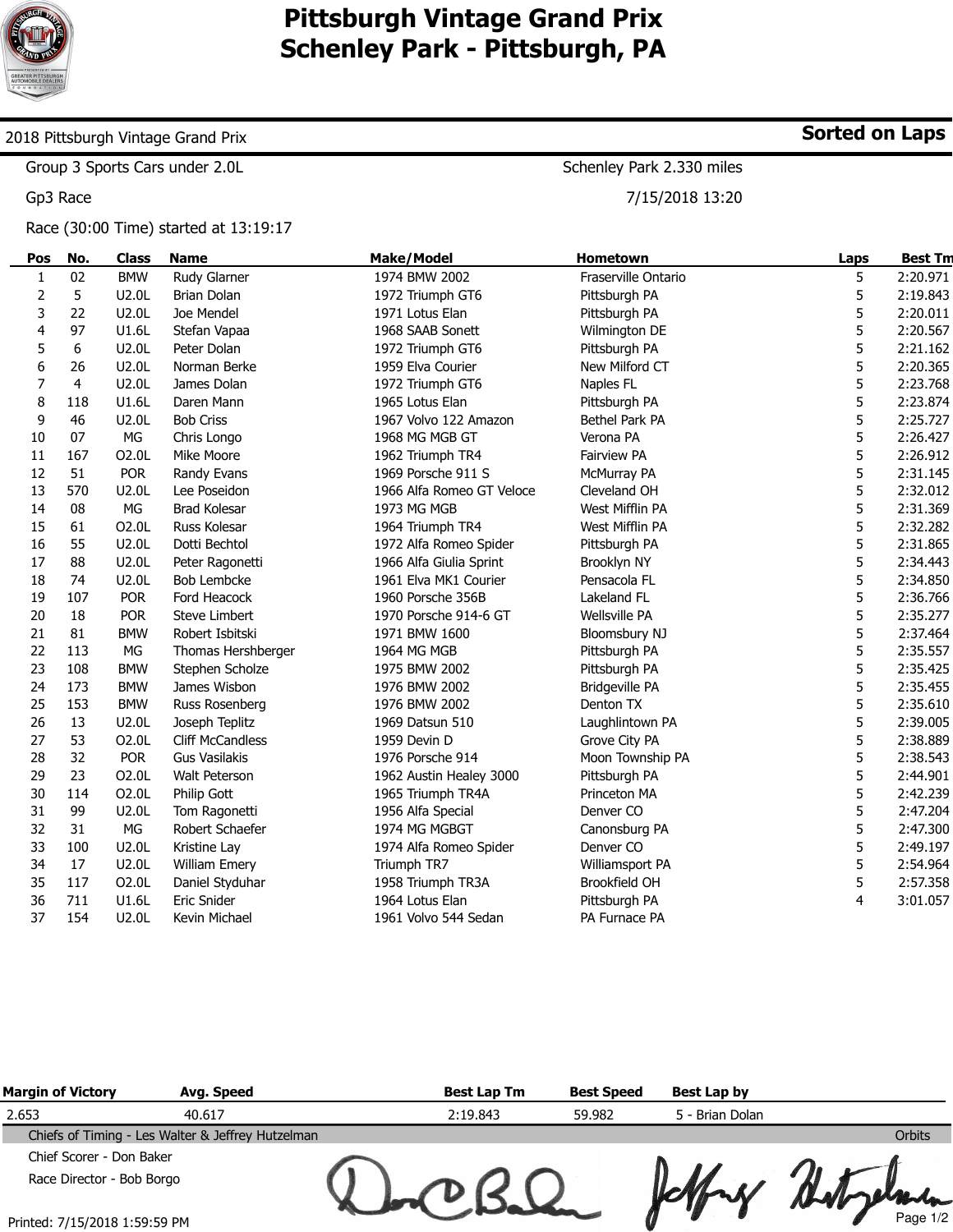# Pittsburgh Vintage Grand Prix
# Schenley Park - Pittsburgh, PA

2018 Pittsburgh Vintage Grand Prix **Sorted on Laps**

Group 3 Sports Cars under 2.0L — Schenley Park 2.330 miles

Gp3 Race — 7/15/2018 13:20

Race (30:00 Time) started at 13:19:17

| Pos | No. | Class | Name | Make/Model | Hometown | Laps | Best Tm |
|---|---|---|---|---|---|---|---|
| 1 | 02 | BMW | Rudy Glarner | 1974 BMW 2002 | Fraserville Ontario | 5 | 2:20.971 |
| 2 | 5 | U2.0L | Brian Dolan | 1972 Triumph GT6 | Pittsburgh PA | 5 | 2:19.843 |
| 3 | 22 | U2.0L | Joe Mendel | 1971 Lotus Elan | Pittsburgh PA | 5 | 2:20.011 |
| 4 | 97 | U1.6L | Stefan Vapaa | 1968 SAAB Sonett | Wilmington DE | 5 | 2:20.567 |
| 5 | 6 | U2.0L | Peter Dolan | 1972 Triumph GT6 | Pittsburgh PA | 5 | 2:21.162 |
| 6 | 26 | U2.0L | Norman Berke | 1959 Elva Courier | New Milford CT | 5 | 2:20.365 |
| 7 | 4 | U2.0L | James Dolan | 1972 Triumph GT6 | Naples FL | 5 | 2:23.768 |
| 8 | 118 | U1.6L | Daren Mann | 1965 Lotus Elan | Pittsburgh PA | 5 | 2:23.874 |
| 9 | 46 | U2.0L | Bob Criss | 1967 Volvo 122 Amazon | Bethel Park PA | 5 | 2:25.727 |
| 10 | 07 | MG | Chris Longo | 1968 MG MGB GT | Verona PA | 5 | 2:26.427 |
| 11 | 167 | O2.0L | Mike Moore | 1962 Triumph TR4 | Fairview PA | 5 | 2:26.912 |
| 12 | 51 | POR | Randy Evans | 1969 Porsche 911 S | McMurray PA | 5 | 2:31.145 |
| 13 | 570 | U2.0L | Lee Poseidon | 1966 Alfa Romeo GT Veloce | Cleveland OH | 5 | 2:32.012 |
| 14 | 08 | MG | Brad Kolesar | 1973 MG MGB | West Mifflin PA | 5 | 2:31.369 |
| 15 | 61 | O2.0L | Russ Kolesar | 1964 Triumph TR4 | West Mifflin PA | 5 | 2:32.282 |
| 16 | 55 | U2.0L | Dotti Bechtol | 1972 Alfa Romeo Spider | Pittsburgh PA | 5 | 2:31.865 |
| 17 | 88 | U2.0L | Peter Ragonetti | 1966 Alfa Giulia Sprint | Brooklyn NY | 5 | 2:34.443 |
| 18 | 74 | U2.0L | Bob Lembcke | 1961 Elva MK1 Courier | Pensacola FL | 5 | 2:34.850 |
| 19 | 107 | POR | Ford Heacock | 1960 Porsche 356B | Lakeland FL | 5 | 2:36.766 |
| 20 | 18 | POR | Steve Limbert | 1970 Porsche 914-6 GT | Wellsville PA | 5 | 2:35.277 |
| 21 | 81 | BMW | Robert Isbitski | 1971 BMW 1600 | Bloomsbury NJ | 5 | 2:37.464 |
| 22 | 113 | MG | Thomas Hershberger | 1964 MG MGB | Pittsburgh PA | 5 | 2:35.557 |
| 23 | 108 | BMW | Stephen Scholze | 1975 BMW 2002 | Pittsburgh PA | 5 | 2:35.425 |
| 24 | 173 | BMW | James Wisbon | 1976 BMW 2002 | Bridgeville PA | 5 | 2:35.455 |
| 25 | 153 | BMW | Russ Rosenberg | 1976 BMW 2002 | Denton TX | 5 | 2:35.610 |
| 26 | 13 | U2.0L | Joseph Teplitz | 1969 Datsun 510 | Laughlintown PA | 5 | 2:39.005 |
| 27 | 53 | O2.0L | Cliff McCandless | 1959 Devin D | Grove City PA | 5 | 2:38.889 |
| 28 | 32 | POR | Gus Vasilakis | 1976 Porsche 914 | Moon Township PA | 5 | 2:38.543 |
| 29 | 23 | O2.0L | Walt Peterson | 1962 Austin Healey 3000 | Pittsburgh PA | 5 | 2:44.901 |
| 30 | 114 | O2.0L | Philip Gott | 1965 Triumph TR4A | Princeton MA | 5 | 2:42.239 |
| 31 | 99 | U2.0L | Tom Ragonetti | 1956 Alfa Special | Denver CO | 5 | 2:47.204 |
| 32 | 31 | MG | Robert Schaefer | 1974 MG MGBGT | Canonsburg PA | 5 | 2:47.300 |
| 33 | 100 | U2.0L | Kristine Lay | 1974 Alfa Romeo Spider | Denver CO | 5 | 2:49.197 |
| 34 | 17 | U2.0L | William Emery | Triumph TR7 | Williamsport PA | 5 | 2:54.964 |
| 35 | 117 | O2.0L | Daniel Styduhar | 1958 Triumph TR3A | Brookfield OH | 5 | 2:57.358 |
| 36 | 711 | U1.6L | Eric Snider | 1964 Lotus Elan | Pittsburgh PA | 4 | 3:01.057 |
| 37 | 154 | U2.0L | Kevin Michael | 1961 Volvo 544 Sedan | PA Furnace PA | | |

| Margin of Victory | Avg. Speed | Best Lap Tm | Best Speed | Best Lap by |
|---|---|---|---|---|
| 2.653 | 40.617 | 2:19.843 | 59.982 | 5 - Brian Dolan |

Chiefs of Timing - Les Walter & Jeffrey Hutzelman — Orbits

Chief Scorer - Don Baker

Race Director - Bob Borgo

Printed: 7/15/2018 1:59:59 PM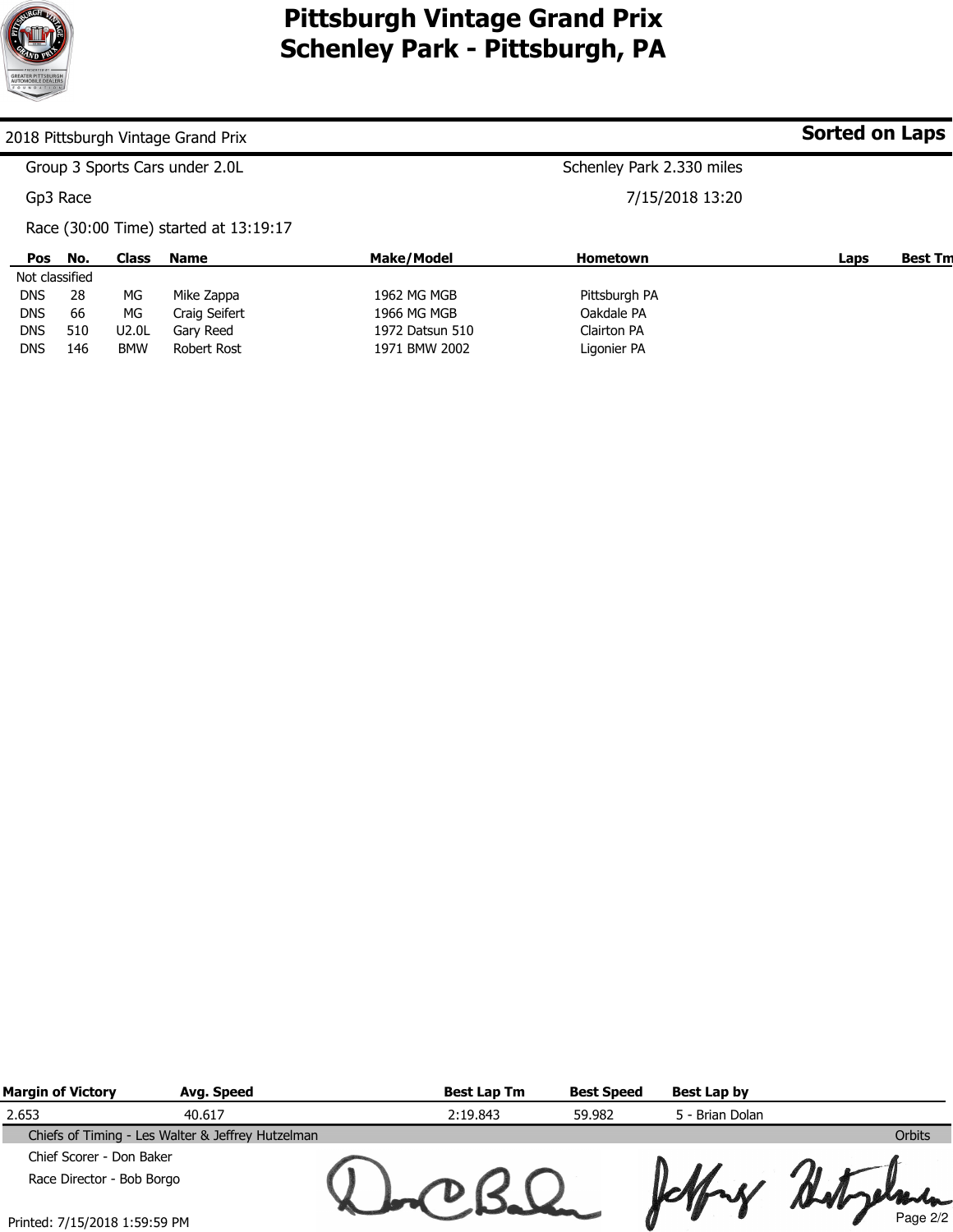# Pittsburgh Vintage Grand Prix
# Schenley Park - Pittsburgh, PA

2018 Pittsburgh Vintage Grand Prix **Sorted on Laps**

Group 3 Sports Cars under 2.0L — Schenley Park 2.330 miles

Gp3 Race — 7/15/2018 13:20

Race (30:00 Time) started at 13:19:17

| Pos | No. | Class | Name | Make/Model | Hometown | Laps | Best Tm |
|---|---|---|---|---|---|---|---|
| Not classified | | | | | | | |
| DNS | 28 | MG | Mike Zappa | 1962 MG MGB | Pittsburgh PA | | |
| DNS | 66 | MG | Craig Seifert | 1966 MG MGB | Oakdale PA | | |
| DNS | 510 | U2.0L | Gary Reed | 1972 Datsun 510 | Clairton PA | | |
| DNS | 146 | BMW | Robert Rost | 1971 BMW 2002 | Ligonier PA | | |

| Margin of Victory | Avg. Speed | Best Lap Tm | Best Speed | Best Lap by |
|---|---|---|---|---|
| 2.653 | 40.617 | 2:19.843 | 59.982 | 5 - Brian Dolan |

Chiefs of Timing - Les Walter & Jeffrey Hutzelman — Orbits

Chief Scorer - Don Baker

Race Director - Bob Borgo

Printed: 7/15/2018 1:59:59 PM